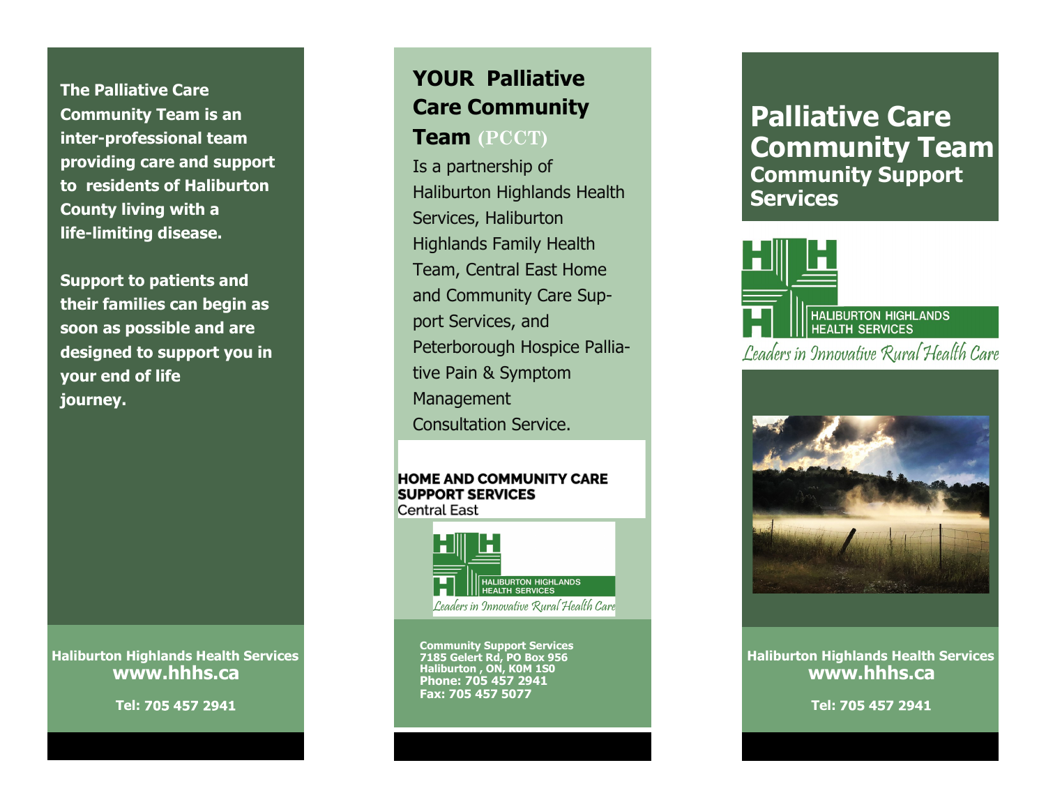**The Palliative Care Community Team is an inter-professional team providing care and support to residents of Haliburton County living with a life-limiting disease.**

**Support to patients and their families can begin as soon as possible and are designed to support you in your end of life journey.**

**Haliburton Highlands Health Services**
**www.hhhs.ca**

**Tel: 705 457 2941**

## YOUR Palliative Care Community Team (PCCT)

Is a partnership of Haliburton Highlands Health Services, Haliburton Highlands Family Health Team, Central East Home and Community Care Support Services, and Peterborough Hospice Palliative Pain & Symptom Management Consultation Service.

**HOME AND COMMUNITY CARE SUPPORT SERVICES**
Central East

HALIBURTON HIGHLANDS HEALTH SERVICES
*Leaders in Innovative Rural Health Care*

**Community Support Services**
**7185 Gelert Rd, PO Box 956**
**Haliburton , ON, K0M 1S0**
**Phone: 705 457 2941**
**Fax: 705 457 5077**

# Palliative Care Community Team
## Community Support Services

HALIBURTON HIGHLANDS HEALTH SERVICES
*Leaders in Innovative Rural Health Care*

**Haliburton Highlands Health Services**
**www.hhhs.ca**

**Tel: 705 457 2941**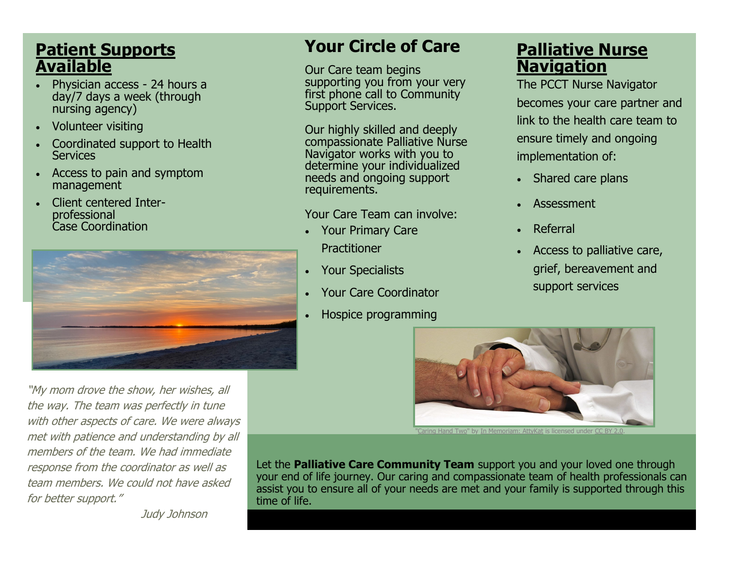## Patient Supports Available

- Physician access - 24 hours a day/7 days a week (through nursing agency)
- Volunteer visiting
- Coordinated support to Health Services
- Access to pain and symptom management
- Client centered Inter-professional Case Coordination

*"My mom drove the show, her wishes, all the way. The team was perfectly in tune with other aspects of care. We were always met with patience and understanding by all members of the team. We had immediate response from the coordinator as well as team members. We could not have asked for better support."*

*Judy Johnson*

## Your Circle of Care

Our Care team begins supporting you from your very first phone call to Community Support Services.

Our highly skilled and deeply compassionate Palliative Nurse Navigator works with you to determine your individualized needs and ongoing support requirements.

Your Care Team can involve:

- Your Primary Care Practitioner
- Your Specialists
- Your Care Coordinator
- Hospice programming

## Palliative Nurse Navigation

The PCCT Nurse Navigator becomes your care partner and link to the health care team to ensure timely and ongoing implementation of:

- Shared care plans
- Assessment
- Referral
- Access to palliative care, grief, bereavement and support services

"Caring Hand Two" by In Memoriam: AttyKat is licensed under CC BY 2.0.

Let the **Palliative Care Community Team** support you and your loved one through your end of life journey. Our caring and compassionate team of health professionals can assist you to ensure all of your needs are met and your family is supported through this time of life.